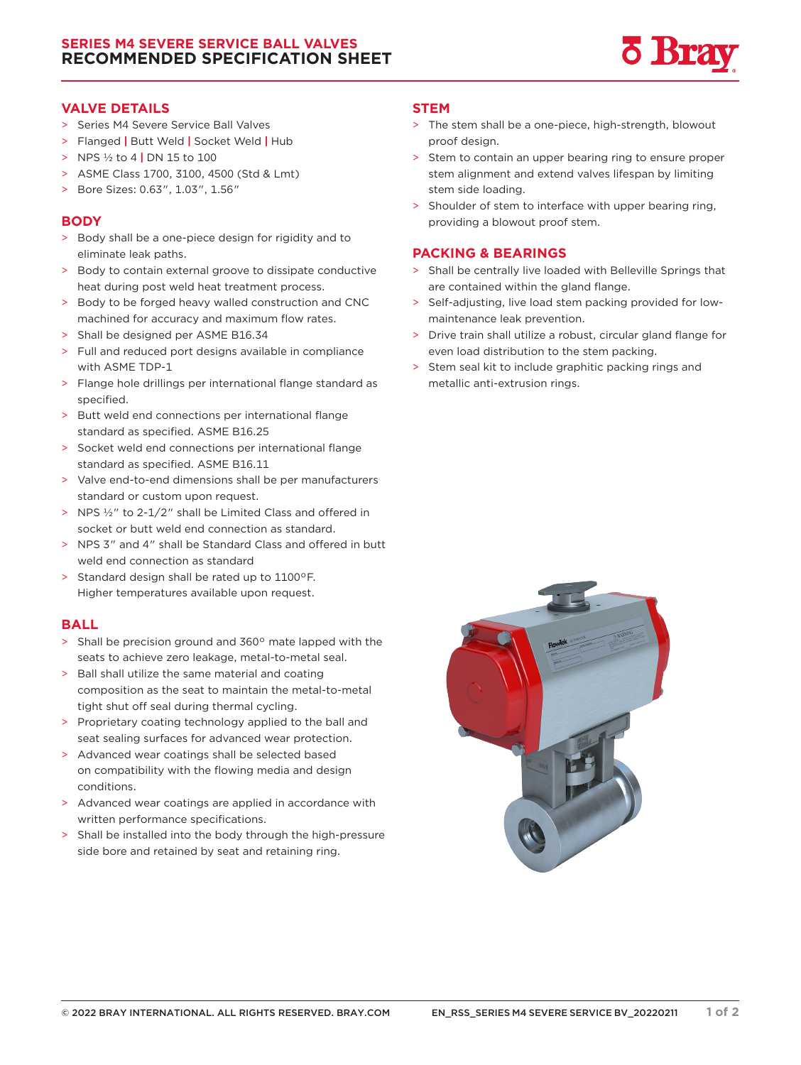# SERIES M4 SEVERE SERVICE BALL VALVES
# RECOMMENDED SPECIFICATION SHEET

## VALVE DETAILS

- Series M4 Severe Service Ball Valves
- Flanged | Butt Weld | Socket Weld | Hub
- NPS ½ to 4 | DN 15 to 100
- ASME Class 1700, 3100, 4500 (Std & Lmt)
- Bore Sizes: 0.63", 1.03", 1.56"

## BODY

- Body shall be a one-piece design for rigidity and to eliminate leak paths.
- Body to contain external groove to dissipate conductive heat during post weld heat treatment process.
- Body to be forged heavy walled construction and CNC machined for accuracy and maximum flow rates.
- Shall be designed per ASME B16.34
- Full and reduced port designs available in compliance with ASME TDP-1
- Flange hole drillings per international flange standard as specified.
- Butt weld end connections per international flange standard as specified. ASME B16.25
- Socket weld end connections per international flange standard as specified. ASME B16.11
- Valve end-to-end dimensions shall be per manufacturers standard or custom upon request.
- NPS ½" to 2-1/2" shall be Limited Class and offered in socket or butt weld end connection as standard.
- NPS 3" and 4" shall be Standard Class and offered in butt weld end connection as standard
- Standard design shall be rated up to 1100°F. Higher temperatures available upon request.

## BALL

- Shall be precision ground and 360° mate lapped with the seats to achieve zero leakage, metal-to-metal seal.
- Ball shall utilize the same material and coating composition as the seat to maintain the metal-to-metal tight shut off seal during thermal cycling.
- Proprietary coating technology applied to the ball and seat sealing surfaces for advanced wear protection.
- Advanced wear coatings shall be selected based on compatibility with the flowing media and design conditions.
- Advanced wear coatings are applied in accordance with written performance specifications.
- Shall be installed into the body through the high-pressure side bore and retained by seat and retaining ring.

## STEM

- The stem shall be a one-piece, high-strength, blowout proof design.
- Stem to contain an upper bearing ring to ensure proper stem alignment and extend valves lifespan by limiting stem side loading.
- Shoulder of stem to interface with upper bearing ring, providing a blowout proof stem.

## PACKING & BEARINGS

- Shall be centrally live loaded with Belleville Springs that are contained within the gland flange.
- Self-adjusting, live load stem packing provided for low-maintenance leak prevention.
- Drive train shall utilize a robust, circular gland flange for even load distribution to the stem packing.
- Stem seal kit to include graphitic packing rings and metallic anti-extrusion rings.

© 2022 BRAY INTERNATIONAL. ALL RIGHTS RESERVED. BRAY.COM EN_RSS_SERIES M4 SEVERE SERVICE BV_20220211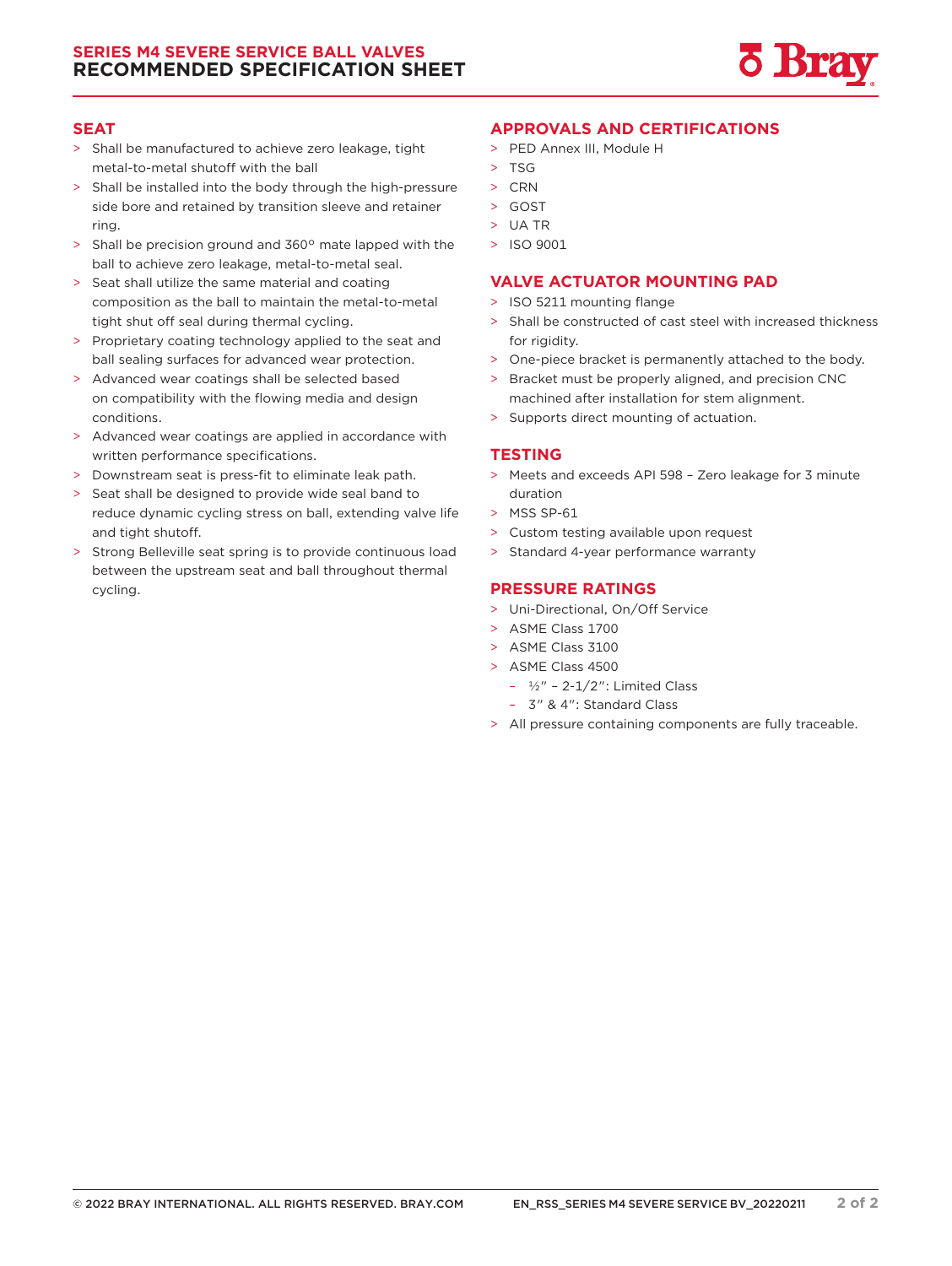## SEAT

- Shall be manufactured to achieve zero leakage, tight metal-to-metal shutoff with the ball
- Shall be installed into the body through the high-pressure side bore and retained by transition sleeve and retainer ring.
- Shall be precision ground and 360° mate lapped with the ball to achieve zero leakage, metal-to-metal seal.
- Seat shall utilize the same material and coating composition as the ball to maintain the metal-to-metal tight shut off seal during thermal cycling.
- Proprietary coating technology applied to the seat and ball sealing surfaces for advanced wear protection.
- Advanced wear coatings shall be selected based on compatibility with the flowing media and design conditions.
- Advanced wear coatings are applied in accordance with written performance specifications.
- Downstream seat is press-fit to eliminate leak path.
- Seat shall be designed to provide wide seal band to reduce dynamic cycling stress on ball, extending valve life and tight shutoff.
- Strong Belleville seat spring is to provide continuous load between the upstream seat and ball throughout thermal cycling.

## APPROVALS AND CERTIFICATIONS

- PED Annex III, Module H
- TSG
- CRN
- GOST
- UA TR
- ISO 9001

## VALVE ACTUATOR MOUNTING PAD

- ISO 5211 mounting flange
- Shall be constructed of cast steel with increased thickness for rigidity.
- One-piece bracket is permanently attached to the body.
- Bracket must be properly aligned, and precision CNC machined after installation for stem alignment.
- Supports direct mounting of actuation.

## TESTING

- Meets and exceeds API 598 – Zero leakage for 3 minute duration
- MSS SP-61
- Custom testing available upon request
- Standard 4-year performance warranty

## PRESSURE RATINGS

- Uni-Directional, On/Off Service
- ASME Class 1700
- ASME Class 3100
- ASME Class 4500
  - ½" – 2-1/2": Limited Class
  - 3" & 4": Standard Class
- All pressure containing components are fully traceable.